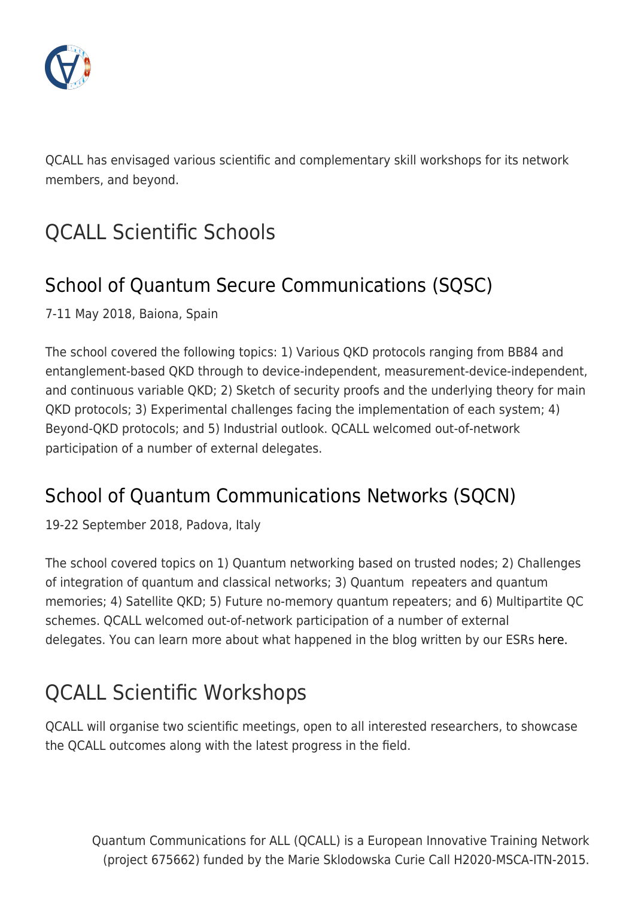QCALL has envisaged various scientific and complementary skill workshops for its network members, and beyond.

# QCALL Scientific Schools

## School of Quantum Secure Communications (SQSC)

7-11 May 2018, Baiona, Spain

The school covered the following topics: 1) Various QKD protocols ranging from BB84 and entanglement-based QKD through to device-independent, measurement-device-independent, and continuous variable QKD; 2) Sketch of security proofs and the underlying theory for main QKD protocols; 3) Experimental challenges facing the implementation of each system; 4) Beyond-QKD protocols; and 5) Industrial outlook. QCALL welcomed out-of-network participation of a number of external delegates.

## School of Quantum Communications Networks (SQCN)

19-22 September 2018, Padova, Italy

The school covered topics on 1) Quantum networking based on trusted nodes; 2) Challenges of integration of quantum and classical networks; 3) Quantum repeaters and quantum memories; 4) Satellite QKD; 5) Future no-memory quantum repeaters; and 6) Multipartite QC schemes. QCALL welcomed out-of-network participation of a number of external delegates. You can learn more about what happened in the blog written by our ESRs here.

# QCALL Scientific Workshops

QCALL will organise two scientific meetings, open to all interested researchers, to showcase the QCALL outcomes along with the latest progress in the field.

Quantum Communications for ALL (QCALL) is a European Innovative Training Network (project 675662) funded by the Marie Sklodowska Curie Call H2020-MSCA-ITN-2015.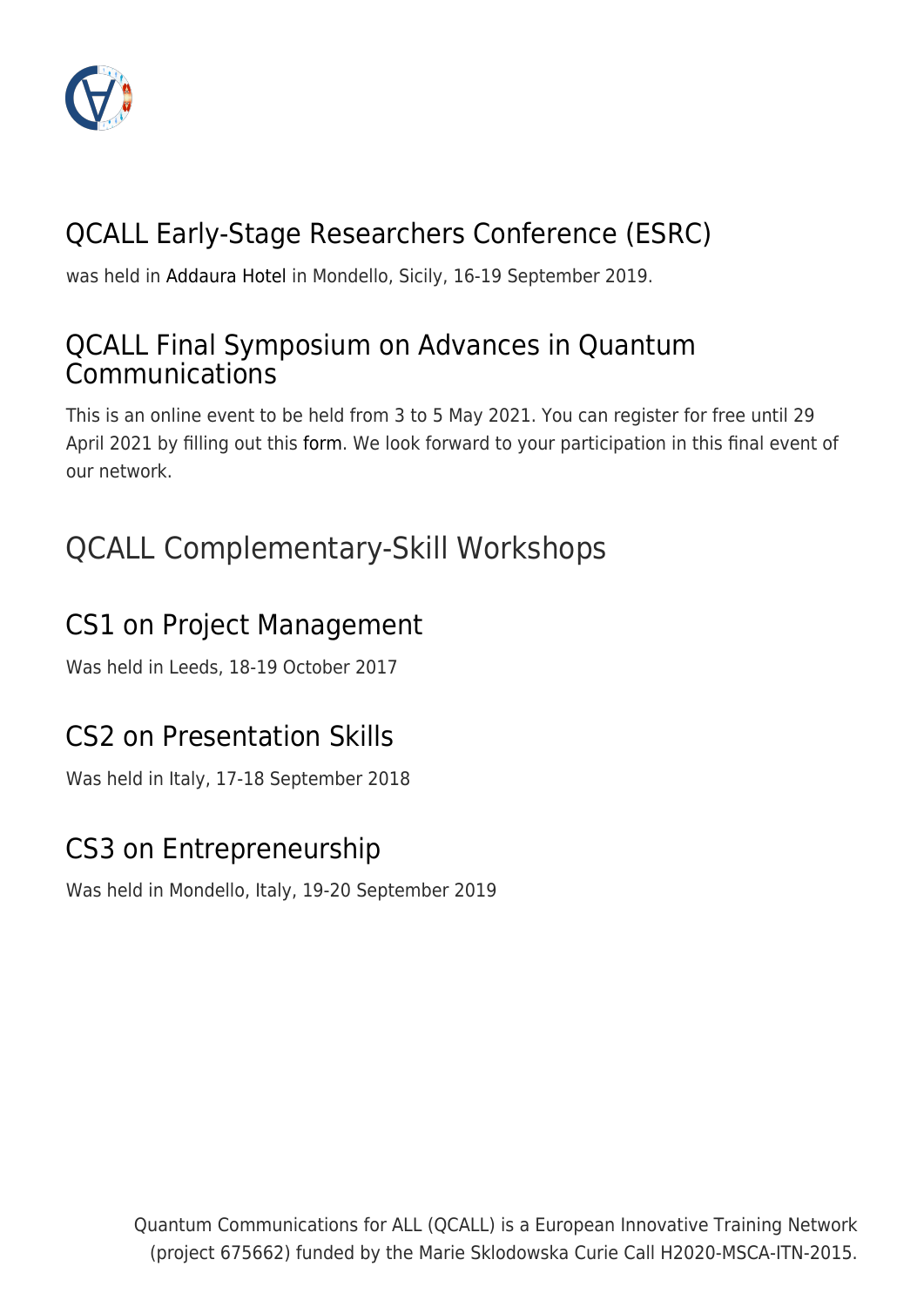## QCALL Early-Stage Researchers Conference (ESRC)

was held in Addaura Hotel in Mondello, Sicily, 16-19 September 2019.

## QCALL Final Symposium on Advances in Quantum Communications

This is an online event to be held from 3 to 5 May 2021. You can register for free until 29 April 2021 by filling out this form. We look forward to your participation in this final event of our network.

# QCALL Complementary-Skill Workshops

## CS1 on Project Management

Was held in Leeds, 18-19 October 2017

## CS2 on Presentation Skills

Was held in Italy, 17-18 September 2018

## CS3 on Entrepreneurship

Was held in Mondello, Italy, 19-20 September 2019

Quantum Communications for ALL (QCALL) is a European Innovative Training Network (project 675662) funded by the Marie Sklodowska Curie Call H2020-MSCA-ITN-2015.